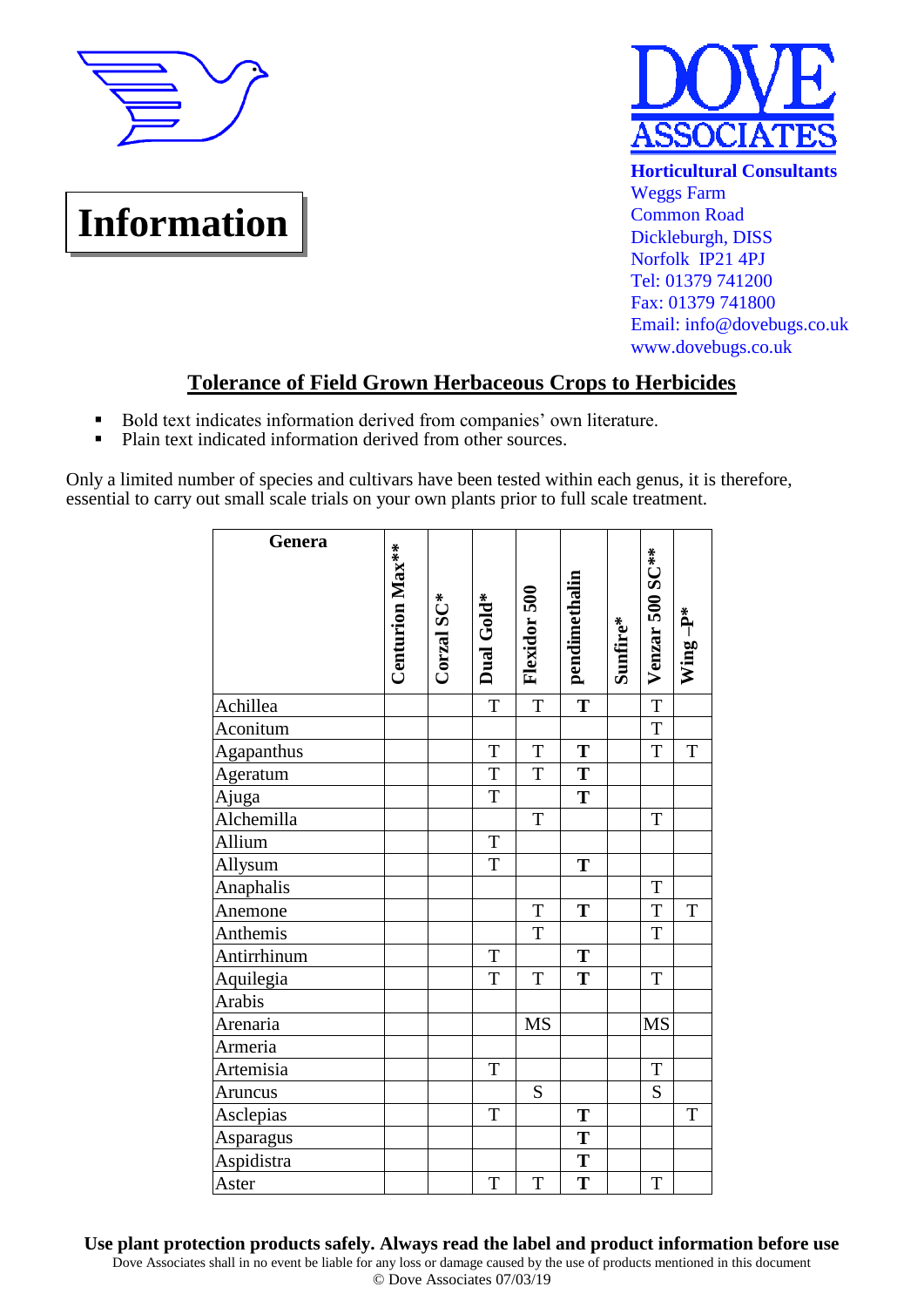# Information

**DOVE ASSOCIATES**

**Horticultural Consultants**
Weggs Farm
Common Road
Dickleburgh, DISS
Norfolk IP21 4PJ
Tel: 01379 741200
Fax: 01379 741800
Email: info@dovebugs.co.uk
www.dovebugs.co.uk

## Tolerance of Field Grown Herbaceous Crops to Herbicides

- **Bold text indicates information derived from companies' own literature.**
- Plain text indicated information derived from other sources.

Only a limited number of species and cultivars have been tested within each genus, it is therefore, essential to carry out small scale trials on your own plants prior to full scale treatment.

| Genera | Centurion Max** | Corzal SC* | Dual Gold* | Flexidor 500 | pendimethalin | Sunfire* | Venzar 500 SC** | Wing –P* |
|---|---|---|---|---|---|---|---|---|
| Achillea | | | T | T | **T** | | T | |
| Aconitum | | | | | | | T | |
| Agapanthus | | | T | T | **T** | | T | T |
| Ageratum | | | T | T | **T** | | | |
| Ajuga | | | T | | **T** | | | |
| Alchemilla | | | | T | | | T | |
| Allium | | | T | | | | | |
| Allysum | | | T | | **T** | | | |
| Anaphalis | | | | | | | T | |
| Anemone | | | | T | **T** | | T | T |
| Anthemis | | | | T | | | T | |
| Antirrhinum | | | T | | **T** | | | |
| Aquilegia | | | T | T | **T** | | T | |
| Arabis | | | | | | | | |
| Arenaria | | | | MS | | | MS | |
| Armeria | | | | | | | | |
| Artemisia | | | T | | | | T | |
| Aruncus | | | | S | | | S | |
| Asclepias | | | T | | **T** | | | T |
| Asparagus | | | | | **T** | | | |
| Aspidistra | | | | | **T** | | | |
| Aster | | | T | T | **T** | | T | |

**Use plant protection products safely. Always read the label and product information before use**
Dove Associates shall in no event be liable for any loss or damage caused by the use of products mentioned in this document
© Dove Associates 07/03/19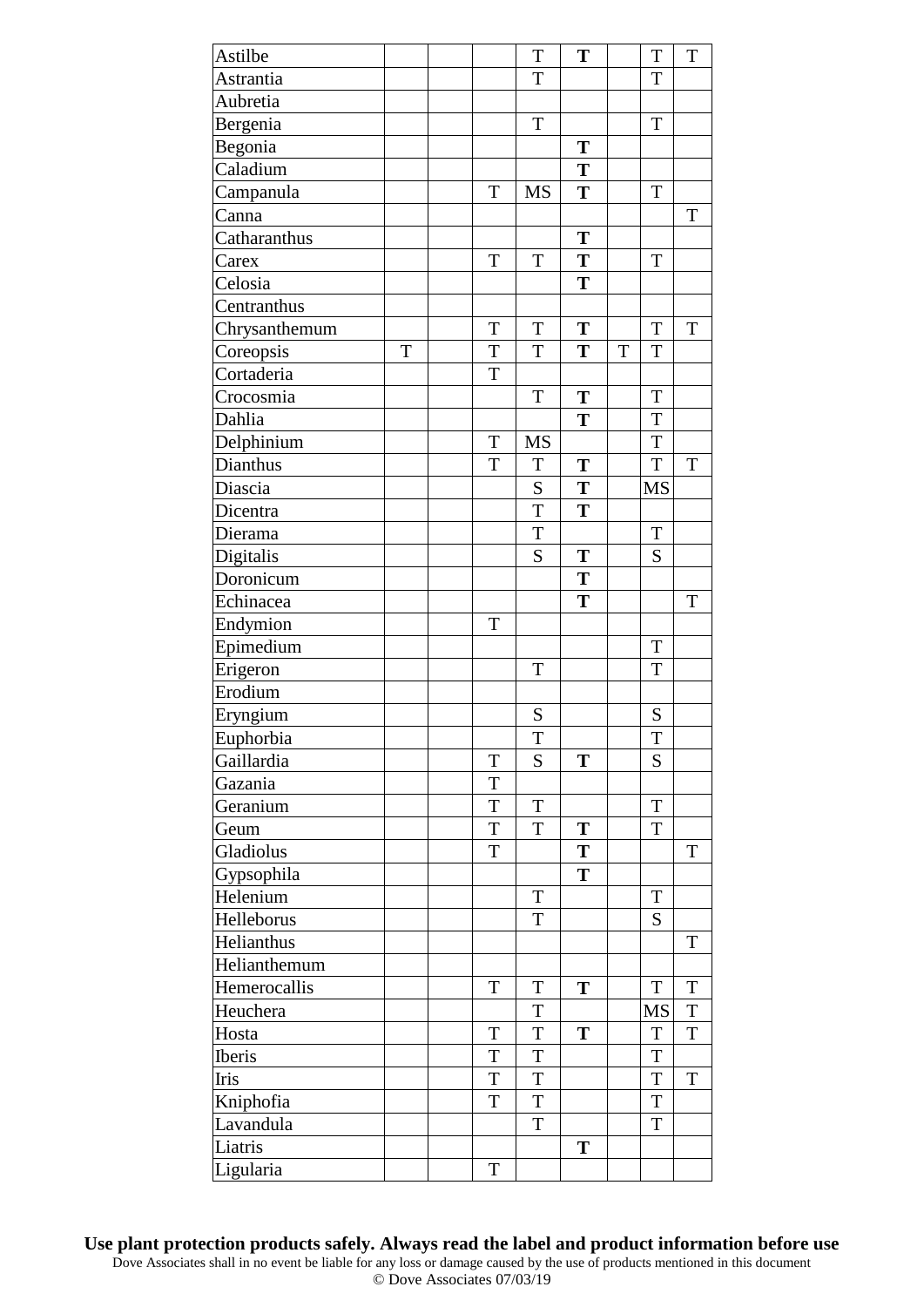| | | | | | | | | |
|---|---|---|---|---|---|---|---|---|
| Astilbe | | | | T | **T** | | T | T |
| Astrantia | | | | T | | | T | |
| Aubretia | | | | | | | | |
| Bergenia | | | | T | | | T | |
| Begonia | | | | | **T** | | | |
| Caladium | | | | | **T** | | | |
| Campanula | | | T | MS | **T** | | T | |
| Canna | | | | | | | | T |
| Catharanthus | | | | | **T** | | | |
| Carex | | | T | T | **T** | | T | |
| Celosia | | | | | **T** | | | |
| Centranthus | | | | | | | | |
| Chrysanthemum | | | T | T | **T** | | T | T |
| Coreopsis | T | | T | T | **T** | T | T | |
| Cortaderia | | | T | | | | | |
| Crocosmia | | | | T | **T** | | T | |
| Dahlia | | | | | **T** | | T | |
| Delphinium | | | T | MS | | | T | |
| Dianthus | | | T | T | **T** | | T | T |
| Diascia | | | | S | **T** | | MS | |
| Dicentra | | | | T | **T** | | | |
| Dierama | | | | T | | | T | |
| Digitalis | | | | S | **T** | | S | |
| Doronicum | | | | | **T** | | | |
| Echinacea | | | | | **T** | | | T |
| Endymion | | | T | | | | | |
| Epimedium | | | | | | | T | |
| Erigeron | | | | T | | | T | |
| Erodium | | | | | | | | |
| Eryngium | | | | S | | | S | |
| Euphorbia | | | | T | | | T | |
| Gaillardia | | | T | S | **T** | | S | |
| Gazania | | | T | | | | | |
| Geranium | | | T | T | | | T | |
| Geum | | | T | T | **T** | | T | |
| Gladiolus | | | T | | **T** | | | T |
| Gypsophila | | | | | **T** | | | |
| Helenium | | | | T | | | T | |
| Helleborus | | | | T | | | S | |
| Helianthus | | | | | | | | T |
| Helianthemum | | | | | | | | |
| Hemerocallis | | | T | T | **T** | | T | T |
| Heuchera | | | | T | | | MS | T |
| Hosta | | | T | T | **T** | | T | T |
| Iberis | | | T | T | | | T | |
| Iris | | | T | T | | | T | T |
| Kniphofia | | | T | T | | | T | |
| Lavandula | | | | T | | | T | |
| Liatris | | | | | **T** | | | |
| Ligularia | | | T | | | | | |

**Use plant protection products safely. Always read the label and product information before use**

Dove Associates shall in no event be liable for any loss or damage caused by the use of products mentioned in this document

© Dove Associates 07/03/19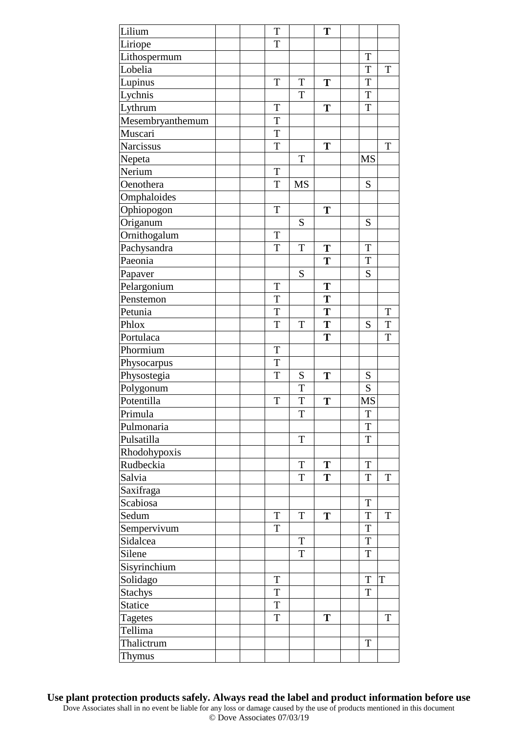| | | | | | | | | |
|---|---|---|---|---|---|---|---|---|
| Lilium | | | T | | **T** | | | |
| Liriope | | | T | | | | | |
| Lithospermum | | | | | | | T | |
| Lobelia | | | | | | | T | T |
| Lupinus | | | T | T | **T** | | T | |
| Lychnis | | | | T | | | T | |
| Lythrum | | | T | | **T** | | T | |
| Mesembryanthemum | | | T | | | | | |
| Muscari | | | T | | | | | |
| Narcissus | | | T | | **T** | | | T |
| Nepeta | | | | T | | | MS | |
| Nerium | | | T | | | | | |
| Oenothera | | | T | MS | | | S | |
| Omphaloides | | | | | | | | |
| Ophiopogon | | | T | | **T** | | | |
| Origanum | | | | S | | | S | |
| Ornithogalum | | | T | | | | | |
| Pachysandra | | | T | T | **T** | | T | |
| Paeonia | | | | | **T** | | T | |
| Papaver | | | | S | | | S | |
| Pelargonium | | | T | | **T** | | | |
| Penstemon | | | T | | **T** | | | |
| Petunia | | | T | | **T** | | | T |
| Phlox | | | T | T | **T** | | S | T |
| Portulaca | | | | | **T** | | | T |
| Phormium | | | T | | | | | |
| Physocarpus | | | T | | | | | |
| Physostegia | | | T | S | **T** | | S | |
| Polygonum | | | | T | | | S | |
| Potentilla | | | T | T | **T** | | MS | |
| Primula | | | | T | | | T | |
| Pulmonaria | | | | | | | T | |
| Pulsatilla | | | | T | | | T | |
| Rhodohypoxis | | | | | | | | |
| Rudbeckia | | | | T | **T** | | T | |
| Salvia | | | | T | **T** | | T | T |
| Saxifraga | | | | | | | | |
| Scabiosa | | | | | | | T | |
| Sedum | | | T | T | **T** | | T | T |
| Sempervivum | | | T | | | | T | |
| Sidalcea | | | | T | | | T | |
| Silene | | | | T | | | T | |
| Sisyrinchium | | | | | | | | |
| Solidago | | | T | | | | T | T |
| Stachys | | | T | | | | T | |
| Statice | | | T | | | | | |
| Tagetes | | | T | | **T** | | | T |
| Tellima | | | | | | | | |
| Thalictrum | | | | | | | T | |
| Thymus | | | | | | | | |

**Use plant protection products safely. Always read the label and product information before use**

Dove Associates shall in no event be liable for any loss or damage caused by the use of products mentioned in this document

© Dove Associates 07/03/19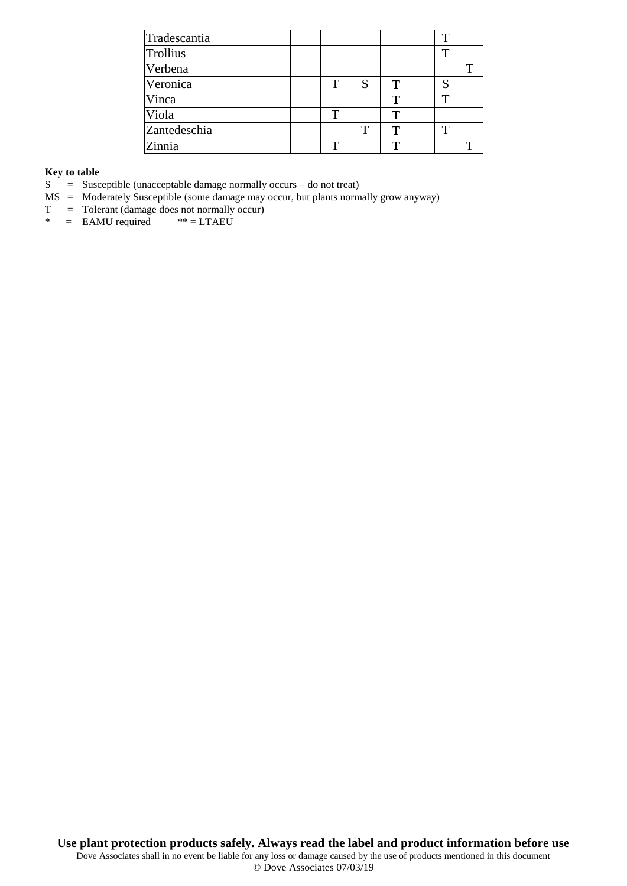| | | | | | | | | |
|---|---|---|---|---|---|---|---|---|
| Tradescantia | | | | | | | T | |
| Trollius | | | | | | | T | |
| Verbena | | | | | | | | T |
| Veronica | | | T | S | **T** | | S | |
| Vinca | | | | | **T** | | T | |
| Viola | | | T | | **T** | | | |
| Zantedeschia | | | | T | **T** | | T | |
| Zinnia | | | T | | **T** | | | T |

**Key to table**

S = Susceptible (unacceptable damage normally occurs – do not treat)

MS = Moderately Susceptible (some damage may occur, but plants normally grow anyway)

T = Tolerant (damage does not normally occur)

* = EAMU required ** = LTAEU

**Use plant protection products safely. Always read the label and product information before use**

Dove Associates shall in no event be liable for any loss or damage caused by the use of products mentioned in this document

© Dove Associates 07/03/19